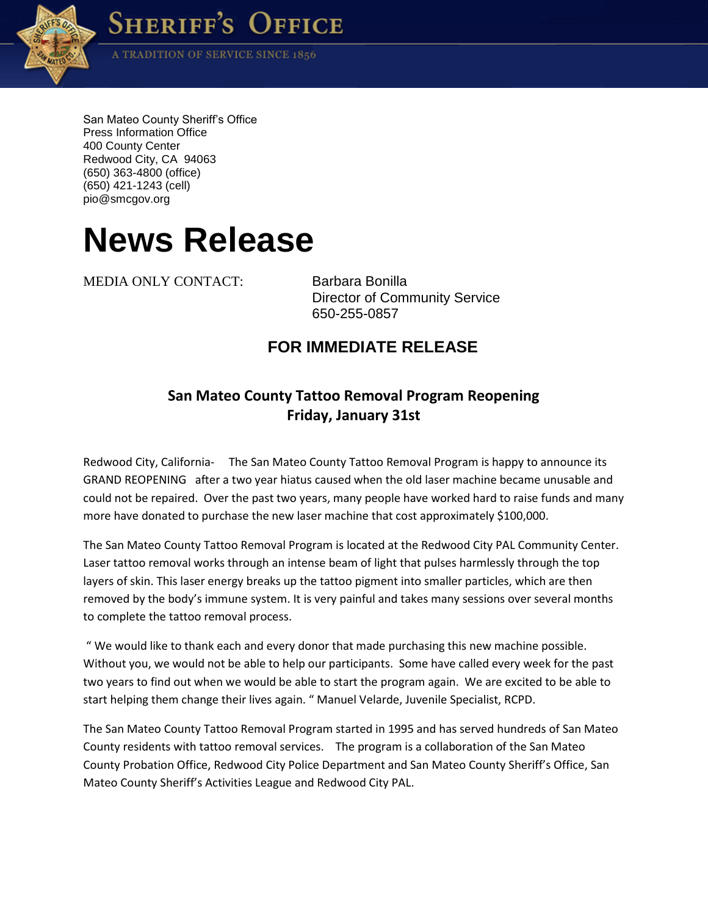# Sheriff's Office

A TRADITION OF SERVICE SINCE 1856

San Mateo County Sheriff's Office
Press Information Office
400 County Center
Redwood City, CA 94063
(650) 363-4800 (office)
(650) 421-1243 (cell)
pio@smcgov.org

# News Release

MEDIA ONLY CONTACT: Barbara Bonilla
Director of Community Service
650-255-0857

## FOR IMMEDIATE RELEASE

### San Mateo County Tattoo Removal Program Reopening Friday, January 31st

Redwood City, California- The San Mateo County Tattoo Removal Program is happy to announce its GRAND REOPENING after a two year hiatus caused when the old laser machine became unusable and could not be repaired. Over the past two years, many people have worked hard to raise funds and many more have donated to purchase the new laser machine that cost approximately $100,000.

The San Mateo County Tattoo Removal Program is located at the Redwood City PAL Community Center. Laser tattoo removal works through an intense beam of light that pulses harmlessly through the top layers of skin. This laser energy breaks up the tattoo pigment into smaller particles, which are then removed by the body's immune system. It is very painful and takes many sessions over several months to complete the tattoo removal process.

" We would like to thank each and every donor that made purchasing this new machine possible. Without you, we would not be able to help our participants. Some have called every week for the past two years to find out when we would be able to start the program again. We are excited to be able to start helping them change their lives again. " Manuel Velarde, Juvenile Specialist, RCPD.

The San Mateo County Tattoo Removal Program started in 1995 and has served hundreds of San Mateo County residents with tattoo removal services. The program is a collaboration of the San Mateo County Probation Office, Redwood City Police Department and San Mateo County Sheriff's Office, San Mateo County Sheriff's Activities League and Redwood City PAL.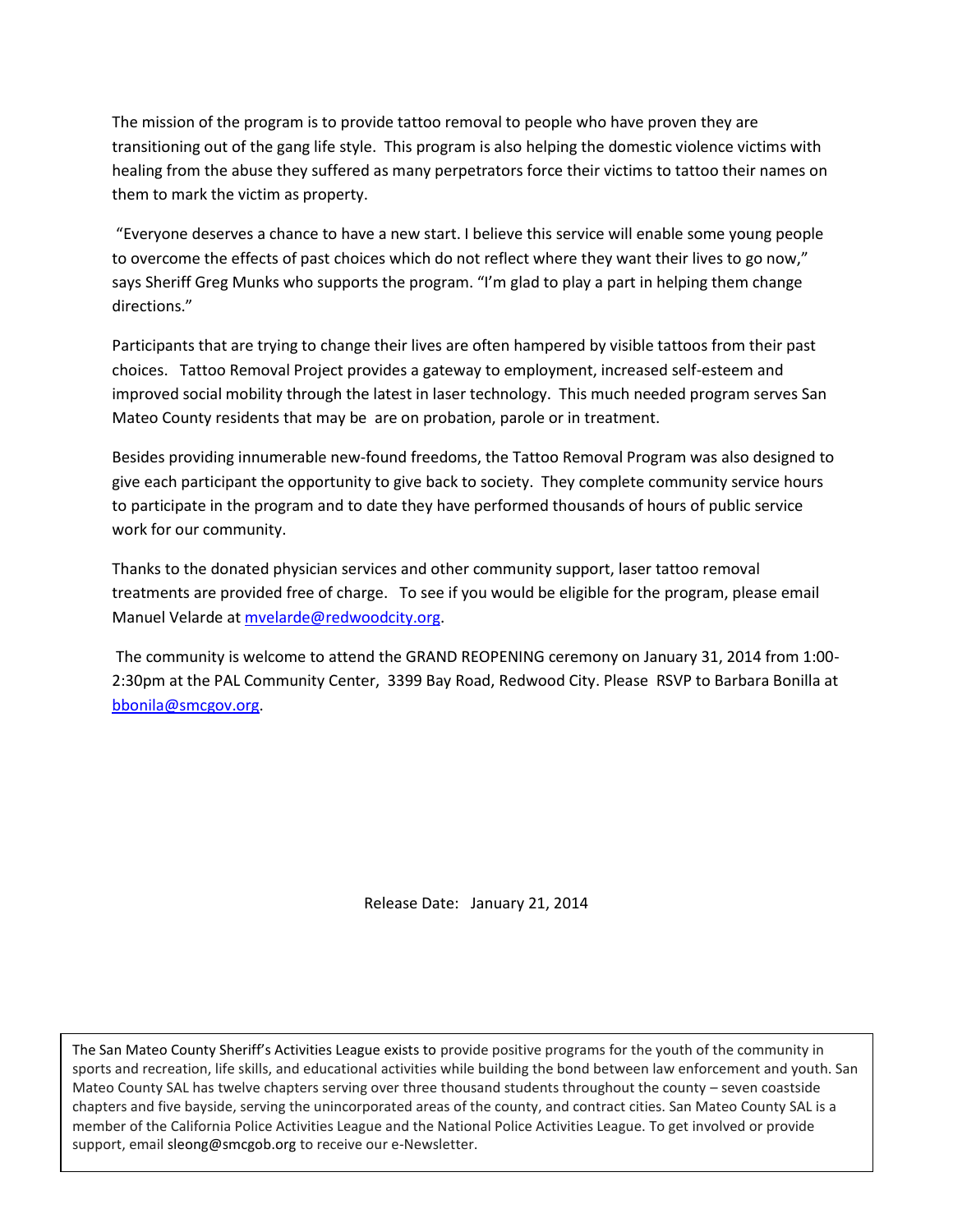The mission of the program is to provide tattoo removal to people who have proven they are transitioning out of the gang life style. This program is also helping the domestic violence victims with healing from the abuse they suffered as many perpetrators force their victims to tattoo their names on them to mark the victim as property.

"Everyone deserves a chance to have a new start. I believe this service will enable some young people to overcome the effects of past choices which do not reflect where they want their lives to go now," says Sheriff Greg Munks who supports the program. "I'm glad to play a part in helping them change directions."

Participants that are trying to change their lives are often hampered by visible tattoos from their past choices. Tattoo Removal Project provides a gateway to employment, increased self-esteem and improved social mobility through the latest in laser technology. This much needed program serves San Mateo County residents that may be are on probation, parole or in treatment.

Besides providing innumerable new-found freedoms, the Tattoo Removal Program was also designed to give each participant the opportunity to give back to society. They complete community service hours to participate in the program and to date they have performed thousands of hours of public service work for our community.

Thanks to the donated physician services and other community support, laser tattoo removal treatments are provided free of charge. To see if you would be eligible for the program, please email Manuel Velarde at mvelarde@redwoodcity.org.

The community is welcome to attend the GRAND REOPENING ceremony on January 31, 2014 from 1:00-2:30pm at the PAL Community Center, 3399 Bay Road, Redwood City. Please RSVP to Barbara Bonilla at bbonila@smcgov.org.

Release Date: January 21, 2014

The San Mateo County Sheriff's Activities League exists to provide positive programs for the youth of the community in sports and recreation, life skills, and educational activities while building the bond between law enforcement and youth. San Mateo County SAL has twelve chapters serving over three thousand students throughout the county – seven coastside chapters and five bayside, serving the unincorporated areas of the county, and contract cities. San Mateo County SAL is a member of the California Police Activities League and the National Police Activities League. To get involved or provide support, email sleong@smcgob.org to receive our e-Newsletter.